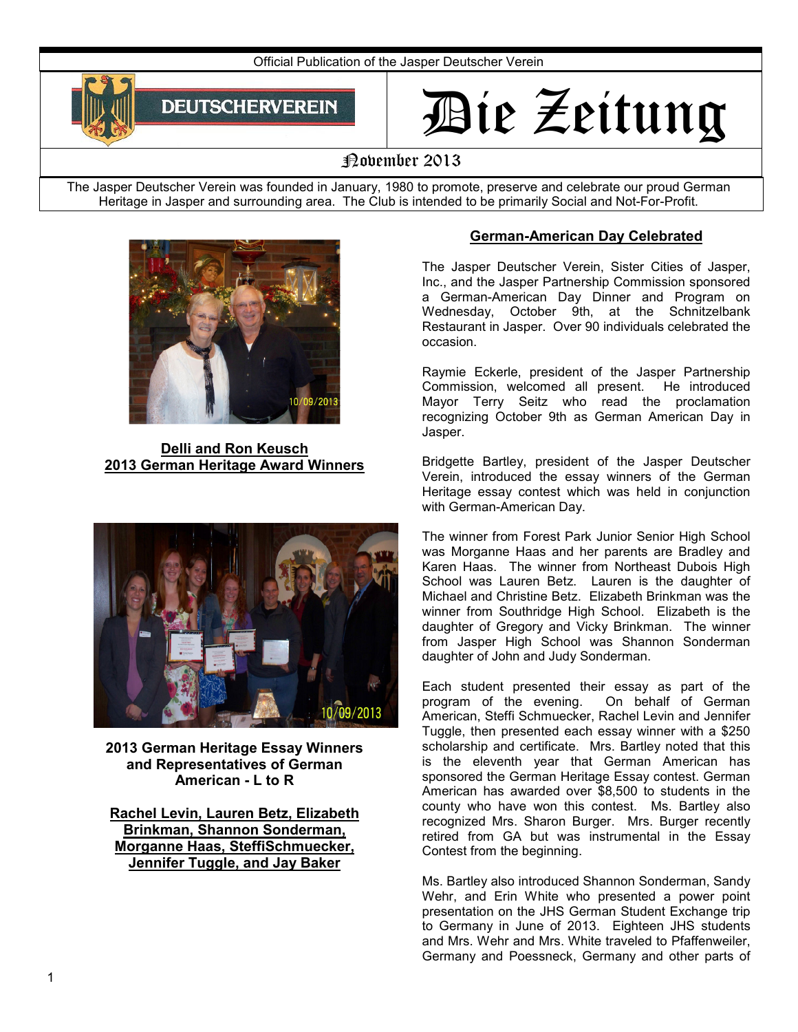Official Publication of the Jasper Deutscher Verein

DEUTSCHERVEREIN

# Die Zeitung

November 2013

The Jasper Deutscher Verein was founded in January, 1980 to promote, preserve and celebrate our proud German Heritage in Jasper and surrounding area. The Club is intended to be primarily Social and Not-For-Profit.

**Delli and Ron Keusch**
**2013 German Heritage Award Winners**

**2013 German Heritage Essay Winners and Representatives of German American - L to R**

**Rachel Levin, Lauren Betz, Elizabeth Brinkman, Shannon Sonderman, Morganne Haas, SteffiSchmuecker, Jennifer Tuggle, and Jay Baker**

## German-American Day Celebrated

The Jasper Deutscher Verein, Sister Cities of Jasper, Inc., and the Jasper Partnership Commission sponsored a German-American Day Dinner and Program on Wednesday, October 9th, at the Schnitzelbank Restaurant in Jasper. Over 90 individuals celebrated the occasion.

Raymie Eckerle, president of the Jasper Partnership Commission, welcomed all present. He introduced Mayor Terry Seitz who read the proclamation recognizing October 9th as German American Day in Jasper.

Bridgette Bartley, president of the Jasper Deutscher Verein, introduced the essay winners of the German Heritage essay contest which was held in conjunction with German-American Day.

The winner from Forest Park Junior Senior High School was Morganne Haas and her parents are Bradley and Karen Haas. The winner from Northeast Dubois High School was Lauren Betz. Lauren is the daughter of Michael and Christine Betz. Elizabeth Brinkman was the winner from Southridge High School. Elizabeth is the daughter of Gregory and Vicky Brinkman. The winner from Jasper High School was Shannon Sonderman daughter of John and Judy Sonderman.

Each student presented their essay as part of the program of the evening. On behalf of German American, Steffi Schmuecker, Rachel Levin and Jennifer Tuggle, then presented each essay winner with a $250 scholarship and certificate. Mrs. Bartley noted that this is the eleventh year that German American has sponsored the German Heritage Essay contest. German American has awarded over $8,500 to students in the county who have won this contest. Ms. Bartley also recognized Mrs. Sharon Burger. Mrs. Burger recently retired from GA but was instrumental in the Essay Contest from the beginning.

Ms. Bartley also introduced Shannon Sonderman, Sandy Wehr, and Erin White who presented a power point presentation on the JHS German Student Exchange trip to Germany in June of 2013. Eighteen JHS students and Mrs. Wehr and Mrs. White traveled to Pfaffenweiler, Germany and Poessneck, Germany and other parts of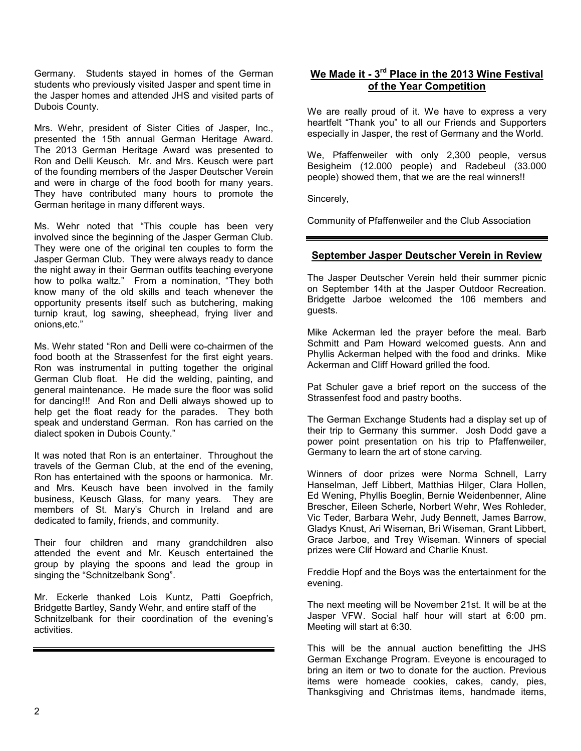Germany. Students stayed in homes of the German students who previously visited Jasper and spent time in the Jasper homes and attended JHS and visited parts of Dubois County.

Mrs. Wehr, president of Sister Cities of Jasper, Inc., presented the 15th annual German Heritage Award. The 2013 German Heritage Award was presented to Ron and Delli Keusch. Mr. and Mrs. Keusch were part of the founding members of the Jasper Deutscher Verein and were in charge of the food booth for many years. They have contributed many hours to promote the German heritage in many different ways.

Ms. Wehr noted that "This couple has been very involved since the beginning of the Jasper German Club. They were one of the original ten couples to form the Jasper German Club. They were always ready to dance the night away in their German outfits teaching everyone how to polka waltz." From a nomination, "They both know many of the old skills and teach whenever the opportunity presents itself such as butchering, making turnip kraut, log sawing, sheephead, frying liver and onions,etc."

Ms. Wehr stated "Ron and Delli were co-chairmen of the food booth at the Strassenfest for the first eight years. Ron was instrumental in putting together the original German Club float. He did the welding, painting, and general maintenance. He made sure the floor was solid for dancing!!! And Ron and Delli always showed up to help get the float ready for the parades. They both speak and understand German. Ron has carried on the dialect spoken in Dubois County."

It was noted that Ron is an entertainer. Throughout the travels of the German Club, at the end of the evening, Ron has entertained with the spoons or harmonica. Mr. and Mrs. Keusch have been involved in the family business, Keusch Glass, for many years. They are members of St. Mary's Church in Ireland and are dedicated to family, friends, and community.

Their four children and many grandchildren also attended the event and Mr. Keusch entertained the group by playing the spoons and lead the group in singing the "Schnitzelbank Song".

Mr. Eckerle thanked Lois Kuntz, Patti Goepfrich, Bridgette Bartley, Sandy Wehr, and entire staff of the Schnitzelbank for their coordination of the evening's activities.

---

## We Made it - 3rd Place in the 2013 Wine Festival of the Year Competition

We are really proud of it. We have to express a very heartfelt "Thank you" to all our Friends and Supporters especially in Jasper, the rest of Germany and the World.

We, Pfaffenweiler with only 2,300 people, versus Besigheim (12.000 people) and Radebeul (33.000 people) showed them, that we are the real winners!!

Sincerely,

Community of Pfaffenweiler and the Club Association

---

## September Jasper Deutscher Verein in Review

The Jasper Deutscher Verein held their summer picnic on September 14th at the Jasper Outdoor Recreation. Bridgette Jarboe welcomed the 106 members and guests.

Mike Ackerman led the prayer before the meal. Barb Schmitt and Pam Howard welcomed guests. Ann and Phyllis Ackerman helped with the food and drinks. Mike Ackerman and Cliff Howard grilled the food.

Pat Schuler gave a brief report on the success of the Strassenfest food and pastry booths.

The German Exchange Students had a display set up of their trip to Germany this summer. Josh Dodd gave a power point presentation on his trip to Pfaffenweiler, Germany to learn the art of stone carving.

Winners of door prizes were Norma Schnell, Larry Hanselman, Jeff Libbert, Matthias Hilger, Clara Hollen, Ed Wening, Phyllis Boeglin, Bernie Weidenbenner, Aline Brescher, Eileen Scherle, Norbert Wehr, Wes Rohleder, Vic Teder, Barbara Wehr, Judy Bennett, James Barrow, Gladys Knust, Ari Wiseman, Bri Wiseman, Grant Libbert, Grace Jarboe, and Trey Wiseman. Winners of special prizes were Clif Howard and Charlie Knust.

Freddie Hopf and the Boys was the entertainment for the evening.

The next meeting will be November 21st. It will be at the Jasper VFW. Social half hour will start at 6:00 pm. Meeting will start at 6:30.

This will be the annual auction benefitting the JHS German Exchange Program. Eveyone is encouraged to bring an item or two to donate for the auction. Previous items were homeade cookies, cakes, candy, pies, Thanksgiving and Christmas items, handmade items,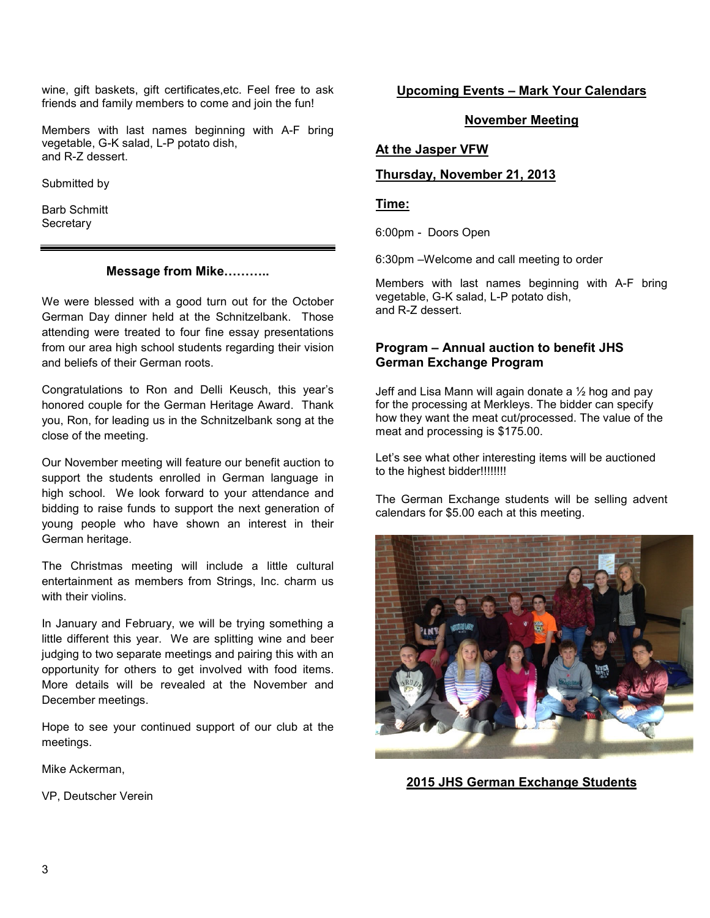wine, gift baskets, gift certificates,etc. Feel free to ask friends and family members to come and join the fun!

Members with last names beginning with A-F bring vegetable, G-K salad, L-P potato dish, and R-Z dessert.

Submitted by

Barb Schmitt
Secretary

---

### Message from Mike………..

We were blessed with a good turn out for the October German Day dinner held at the Schnitzelbank. Those attending were treated to four fine essay presentations from our area high school students regarding their vision and beliefs of their German roots.

Congratulations to Ron and Delli Keusch, this year's honored couple for the German Heritage Award. Thank you, Ron, for leading us in the Schnitzelbank song at the close of the meeting.

Our November meeting will feature our benefit auction to support the students enrolled in German language in high school. We look forward to your attendance and bidding to raise funds to support the next generation of young people who have shown an interest in their German heritage.

The Christmas meeting will include a little cultural entertainment as members from Strings, Inc. charm us with their violins.

In January and February, we will be trying something a little different this year. We are splitting wine and beer judging to two separate meetings and pairing this with an opportunity for others to get involved with food items. More details will be revealed at the November and December meetings.

Hope to see your continued support of our club at the meetings.

Mike Ackerman,

VP, Deutscher Verein

## Upcoming Events – Mark Your Calendars

### November Meeting

**At the Jasper VFW**

**Thursday, November 21, 2013**

**Time:**

6:00pm - Doors Open

6:30pm –Welcome and call meeting to order

Members with last names beginning with A-F bring vegetable, G-K salad, L-P potato dish, and R-Z dessert.

### Program – Annual auction to benefit JHS German Exchange Program

Jeff and Lisa Mann will again donate a ½ hog and pay for the processing at Merkleys. The bidder can specify how they want the meat cut/processed. The value of the meat and processing is $175.00.

Let's see what other interesting items will be auctioned to the highest bidder!!!!!!!!

The German Exchange students will be selling advent calendars for $5.00 each at this meeting.

**2015 JHS German Exchange Students**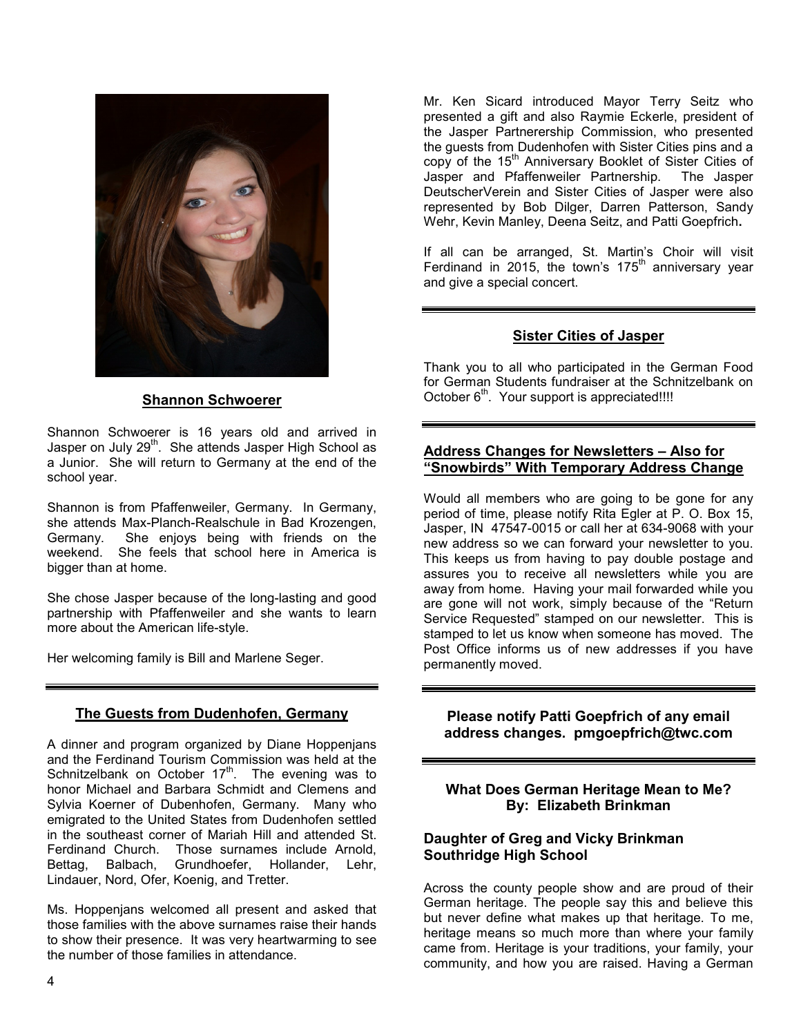## Shannon Schwoerer

Shannon Schwoerer is 16 years old and arrived in Jasper on July 29th. She attends Jasper High School as a Junior. She will return to Germany at the end of the school year.

Shannon is from Pfaffenweiler, Germany. In Germany, she attends Max-Planch-Realschule in Bad Krozengen, Germany. She enjoys being with friends on the weekend. She feels that school here in America is bigger than at home.

She chose Jasper because of the long-lasting and good partnership with Pfaffenweiler and she wants to learn more about the American life-style.

Her welcoming family is Bill and Marlene Seger.

---

## The Guests from Dudenhofen, Germany

A dinner and program organized by Diane Hoppenjans and the Ferdinand Tourism Commission was held at the Schnitzelbank on October 17th. The evening was to honor Michael and Barbara Schmidt and Clemens and Sylvia Koerner of Dubenhofen, Germany. Many who emigrated to the United States from Dudenhofen settled in the southeast corner of Mariah Hill and attended St. Ferdinand Church. Those surnames include Arnold, Bettag, Balbach, Grundhoefer, Hollander, Lehr, Lindauer, Nord, Ofer, Koenig, and Tretter.

Ms. Hoppenjans welcomed all present and asked that those families with the above surnames raise their hands to show their presence. It was very heartwarming to see the number of those families in attendance.

Mr. Ken Sicard introduced Mayor Terry Seitz who presented a gift and also Raymie Eckerle, president of the Jasper Partnerership Commission, who presented the guests from Dudenhofen with Sister Cities pins and a copy of the 15th Anniversary Booklet of Sister Cities of Jasper and Pfaffenweiler Partnership. The Jasper DeutscherVerein and Sister Cities of Jasper were also represented by Bob Dilger, Darren Patterson, Sandy Wehr, Kevin Manley, Deena Seitz, and Patti Goepfrich**.**

If all can be arranged, St. Martin's Choir will visit Ferdinand in 2015, the town's 175th anniversary year and give a special concert.

---

## Sister Cities of Jasper

Thank you to all who participated in the German Food for German Students fundraiser at the Schnitzelbank on October 6th. Your support is appreciated!!!!

---

## Address Changes for Newsletters – Also for "Snowbirds" With Temporary Address Change

Would all members who are going to be gone for any period of time, please notify Rita Egler at P. O. Box 15, Jasper, IN 47547-0015 or call her at 634-9068 with your new address so we can forward your newsletter to you. This keeps us from having to pay double postage and assures you to receive all newsletters while you are away from home. Having your mail forwarded while you are gone will not work, simply because of the "Return Service Requested" stamped on our newsletter. This is stamped to let us know when someone has moved. The Post Office informs us of new addresses if you have permanently moved.

---

**Please notify Patti Goepfrich of any email address changes. pmgoepfrich@twc.com**

---

### What Does German Heritage Mean to Me?
### By: Elizabeth Brinkman

**Daughter of Greg and Vicky Brinkman**
**Southridge High School**

Across the county people show and are proud of their German heritage. The people say this and believe this but never define what makes up that heritage. To me, heritage means so much more than where your family came from. Heritage is your traditions, your family, your community, and how you are raised. Having a German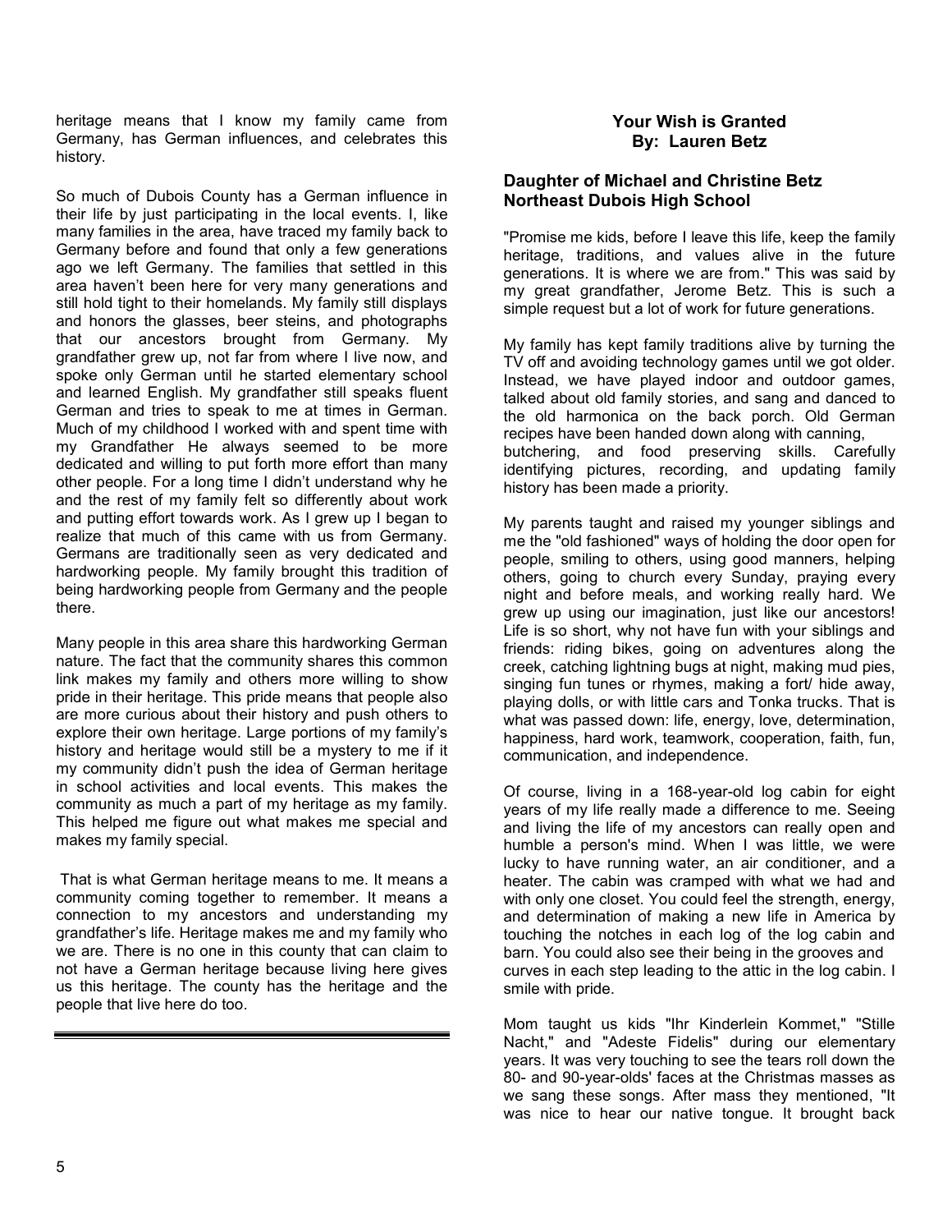heritage means that I know my family came from Germany, has German influences, and celebrates this history.

So much of Dubois County has a German influence in their life by just participating in the local events. I, like many families in the area, have traced my family back to Germany before and found that only a few generations ago we left Germany. The families that settled in this area haven't been here for very many generations and still hold tight to their homelands. My family still displays and honors the glasses, beer steins, and photographs that our ancestors brought from Germany. My grandfather grew up, not far from where I live now, and spoke only German until he started elementary school and learned English. My grandfather still speaks fluent German and tries to speak to me at times in German. Much of my childhood I worked with and spent time with my Grandfather He always seemed to be more dedicated and willing to put forth more effort than many other people. For a long time I didn't understand why he and the rest of my family felt so differently about work and putting effort towards work. As I grew up I began to realize that much of this came with us from Germany. Germans are traditionally seen as very dedicated and hardworking people. My family brought this tradition of being hardworking people from Germany and the people there.

Many people in this area share this hardworking German nature. The fact that the community shares this common link makes my family and others more willing to show pride in their heritage. This pride means that people also are more curious about their history and push others to explore their own heritage. Large portions of my family's history and heritage would still be a mystery to me if it my community didn't push the idea of German heritage in school activities and local events. This makes the community as much a part of my heritage as my family. This helped me figure out what makes me special and makes my family special.

That is what German heritage means to me. It means a community coming together to remember. It means a connection to my ancestors and understanding my grandfather's life. Heritage makes me and my family who we are. There is no one in this county that can claim to not have a German heritage because living here gives us this heritage. The county has the heritage and the people that live here do too.

---

## Your Wish is Granted
### By: Lauren Betz

**Daughter of Michael and Christine Betz**
**Northeast Dubois High School**

"Promise me kids, before I leave this life, keep the family heritage, traditions, and values alive in the future generations. It is where we are from." This was said by my great grandfather, Jerome Betz. This is such a simple request but a lot of work for future generations.

My family has kept family traditions alive by turning the TV off and avoiding technology games until we got older. Instead, we have played indoor and outdoor games, talked about old family stories, and sang and danced to the old harmonica on the back porch. Old German recipes have been handed down along with canning, butchering, and food preserving skills. Carefully identifying pictures, recording, and updating family history has been made a priority.

My parents taught and raised my younger siblings and me the "old fashioned" ways of holding the door open for people, smiling to others, using good manners, helping others, going to church every Sunday, praying every night and before meals, and working really hard. We grew up using our imagination, just like our ancestors! Life is so short, why not have fun with your siblings and friends: riding bikes, going on adventures along the creek, catching lightning bugs at night, making mud pies, singing fun tunes or rhymes, making a fort/ hide away, playing dolls, or with little cars and Tonka trucks. That is what was passed down: life, energy, love, determination, happiness, hard work, teamwork, cooperation, faith, fun, communication, and independence.

Of course, living in a 168-year-old log cabin for eight years of my life really made a difference to me. Seeing and living the life of my ancestors can really open and humble a person's mind. When I was little, we were lucky to have running water, an air conditioner, and a heater. The cabin was cramped with what we had and with only one closet. You could feel the strength, energy, and determination of making a new life in America by touching the notches in each log of the log cabin and barn. You could also see their being in the grooves and curves in each step leading to the attic in the log cabin. I smile with pride.

Mom taught us kids "Ihr Kinderlein Kommet," "Stille Nacht," and "Adeste Fidelis" during our elementary years. It was very touching to see the tears roll down the 80- and 90-year-olds' faces at the Christmas masses as we sang these songs. After mass they mentioned, "It was nice to hear our native tongue. It brought back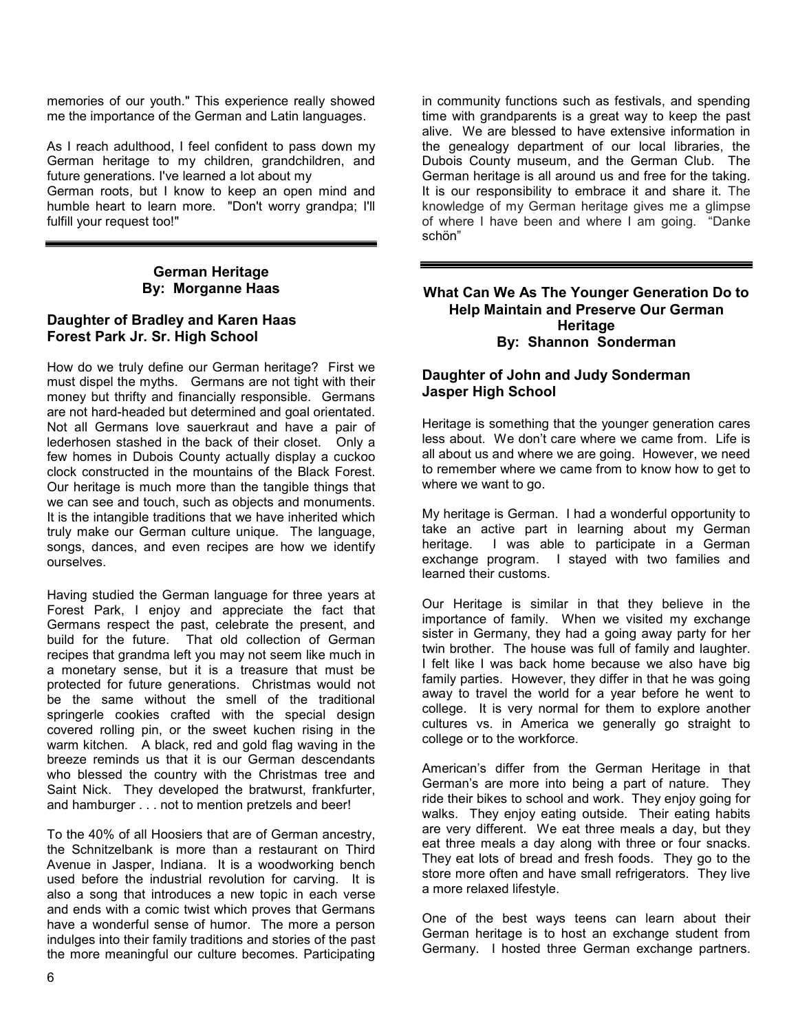memories of our youth." This experience really showed me the importance of the German and Latin languages.

As I reach adulthood, I feel confident to pass down my German heritage to my children, grandchildren, and future generations. I've learned a lot about my German roots, but I know to keep an open mind and humble heart to learn more. "Don't worry grandpa; I'll fulfill your request too!"

---

## German Heritage
## By: Morganne Haas

### Daughter of Bradley and Karen Haas
### Forest Park Jr. Sr. High School

How do we truly define our German heritage? First we must dispel the myths. Germans are not tight with their money but thrifty and financially responsible. Germans are not hard-headed but determined and goal orientated. Not all Germans love sauerkraut and have a pair of lederhosen stashed in the back of their closet. Only a few homes in Dubois County actually display a cuckoo clock constructed in the mountains of the Black Forest. Our heritage is much more than the tangible things that we can see and touch, such as objects and monuments. It is the intangible traditions that we have inherited which truly make our German culture unique. The language, songs, dances, and even recipes are how we identify ourselves.

Having studied the German language for three years at Forest Park, I enjoy and appreciate the fact that Germans respect the past, celebrate the present, and build for the future. That old collection of German recipes that grandma left you may not seem like much in a monetary sense, but it is a treasure that must be protected for future generations. Christmas would not be the same without the smell of the traditional springerle cookies crafted with the special design covered rolling pin, or the sweet kuchen rising in the warm kitchen. A black, red and gold flag waving in the breeze reminds us that it is our German descendants who blessed the country with the Christmas tree and Saint Nick. They developed the bratwurst, frankfurter, and hamburger . . . not to mention pretzels and beer!

To the 40% of all Hoosiers that are of German ancestry, the Schnitzelbank is more than a restaurant on Third Avenue in Jasper, Indiana. It is a woodworking bench used before the industrial revolution for carving. It is also a song that introduces a new topic in each verse and ends with a comic twist which proves that Germans have a wonderful sense of humor. The more a person indulges into their family traditions and stories of the past the more meaningful our culture becomes. Participating in community functions such as festivals, and spending time with grandparents is a great way to keep the past alive. We are blessed to have extensive information in the genealogy department of our local libraries, the Dubois County museum, and the German Club. The German heritage is all around us and free for the taking. It is our responsibility to embrace it and share it. The knowledge of my German heritage gives me a glimpse of where I have been and where I am going. "Danke schön"

---

## What Can We As The Younger Generation Do to Help Maintain and Preserve Our German Heritage
## By: Shannon Sonderman

### Daughter of John and Judy Sonderman
### Jasper High School

Heritage is something that the younger generation cares less about. We don't care where we came from. Life is all about us and where we are going. However, we need to remember where we came from to know how to get to where we want to go.

My heritage is German. I had a wonderful opportunity to take an active part in learning about my German heritage. I was able to participate in a German exchange program. I stayed with two families and learned their customs.

Our Heritage is similar in that they believe in the importance of family. When we visited my exchange sister in Germany, they had a going away party for her twin brother. The house was full of family and laughter. I felt like I was back home because we also have big family parties. However, they differ in that he was going away to travel the world for a year before he went to college. It is very normal for them to explore another cultures vs. in America we generally go straight to college or to the workforce.

American's differ from the German Heritage in that German's are more into being a part of nature. They ride their bikes to school and work. They enjoy going for walks. They enjoy eating outside. Their eating habits are very different. We eat three meals a day, but they eat three meals a day along with three or four snacks. They eat lots of bread and fresh foods. They go to the store more often and have small refrigerators. They live a more relaxed lifestyle.

One of the best ways teens can learn about their German heritage is to host an exchange student from Germany. I hosted three German exchange partners.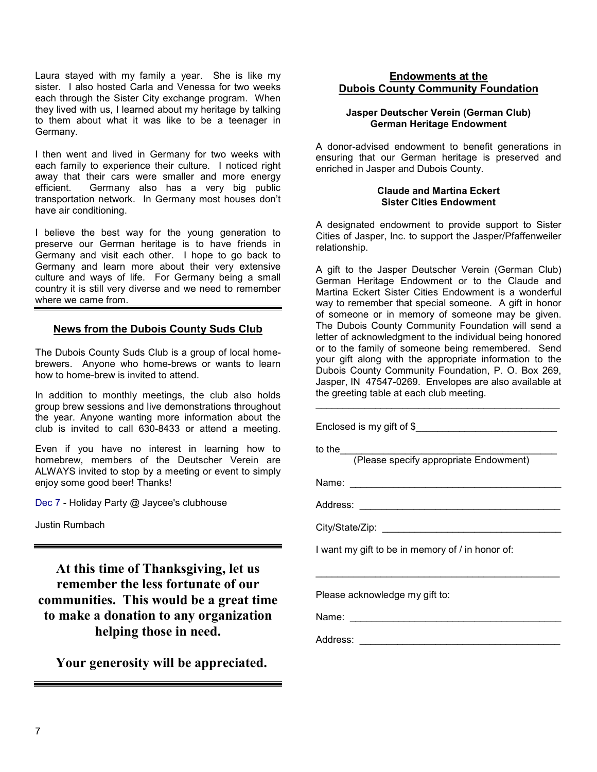Laura stayed with my family a year. She is like my sister. I also hosted Carla and Venessa for two weeks each through the Sister City exchange program. When they lived with us, I learned about my heritage by talking to them about what it was like to be a teenager in Germany.

I then went and lived in Germany for two weeks with each family to experience their culture. I noticed right away that their cars were smaller and more energy efficient. Germany also has a very big public transportation network. In Germany most houses don't have air conditioning.

I believe the best way for the young generation to preserve our German heritage is to have friends in Germany and visit each other. I hope to go back to Germany and learn more about their very extensive culture and ways of life. For Germany being a small country it is still very diverse and we need to remember where we came from.

---

## News from the Dubois County Suds Club

The Dubois County Suds Club is a group of local home-brewers. Anyone who home-brews or wants to learn how to home-brew is invited to attend.

In addition to monthly meetings, the club also holds group brew sessions and live demonstrations throughout the year. Anyone wanting more information about the club is invited to call 630-8433 or attend a meeting.

Even if you have no interest in learning how to homebrew, members of the Deutscher Verein are ALWAYS invited to stop by a meeting or event to simply enjoy some good beer! Thanks!

Dec 7 - Holiday Party @ Jaycee's clubhouse

Justin Rumbach

---

**At this time of Thanksgiving, let us remember the less fortunate of our communities. This would be a great time to make a donation to any organization helping those in need.**

**Your generosity will be appreciated.**

---

## Endowments at the Dubois County Community Foundation

**Jasper Deutscher Verein (German Club) German Heritage Endowment**

A donor-advised endowment to benefit generations in ensuring that our German heritage is preserved and enriched in Jasper and Dubois County.

**Claude and Martina Eckert Sister Cities Endowment**

A designated endowment to provide support to Sister Cities of Jasper, Inc. to support the Jasper/Pfaffenweiler relationship.

A gift to the Jasper Deutscher Verein (German Club) German Heritage Endowment or to the Claude and Martina Eckert Sister Cities Endowment is a wonderful way to remember that special someone. A gift in honor of someone or in memory of someone may be given. The Dubois County Community Foundation will send a letter of acknowledgment to the individual being honored or to the family of someone being remembered. Send your gift along with the appropriate information to the Dubois County Community Foundation, P. O. Box 269, Jasper, IN 47547-0269. Envelopes are also available at the greeting table at each club meeting.

---

Enclosed is my gift of $\_\_\_\_\_\_\_\_\_\_\_\_\_\_\_\_\_\_\_\_\_\_\_\_\_\_

to the\_\_\_\_\_\_\_\_\_\_\_\_\_\_\_\_\_\_\_\_\_\_\_\_\_\_\_\_\_\_\_\_\_\_\_\_\_\_\_\_
(Please specify appropriate Endowment)

Name: \_\_\_\_\_\_\_\_\_\_\_\_\_\_\_\_\_\_\_\_\_\_\_\_\_\_\_\_\_\_\_\_\_\_\_\_\_\_\_\_

Address: \_\_\_\_\_\_\_\_\_\_\_\_\_\_\_\_\_\_\_\_\_\_\_\_\_\_\_\_\_\_\_\_\_\_\_\_\_\_

City/State/Zip: \_\_\_\_\_\_\_\_\_\_\_\_\_\_\_\_\_\_\_\_\_\_\_\_\_\_\_\_\_\_\_\_\_

I want my gift to be in memory of / in honor of:

\_\_\_\_\_\_\_\_\_\_\_\_\_\_\_\_\_\_\_\_\_\_\_\_\_\_\_\_\_\_\_\_\_\_\_\_\_\_\_\_\_\_\_\_\_\_

Please acknowledge my gift to:

Name: \_\_\_\_\_\_\_\_\_\_\_\_\_\_\_\_\_\_\_\_\_\_\_\_\_\_\_\_\_\_\_\_\_\_\_\_\_\_\_\_

Address: \_\_\_\_\_\_\_\_\_\_\_\_\_\_\_\_\_\_\_\_\_\_\_\_\_\_\_\_\_\_\_\_\_\_\_\_\_\_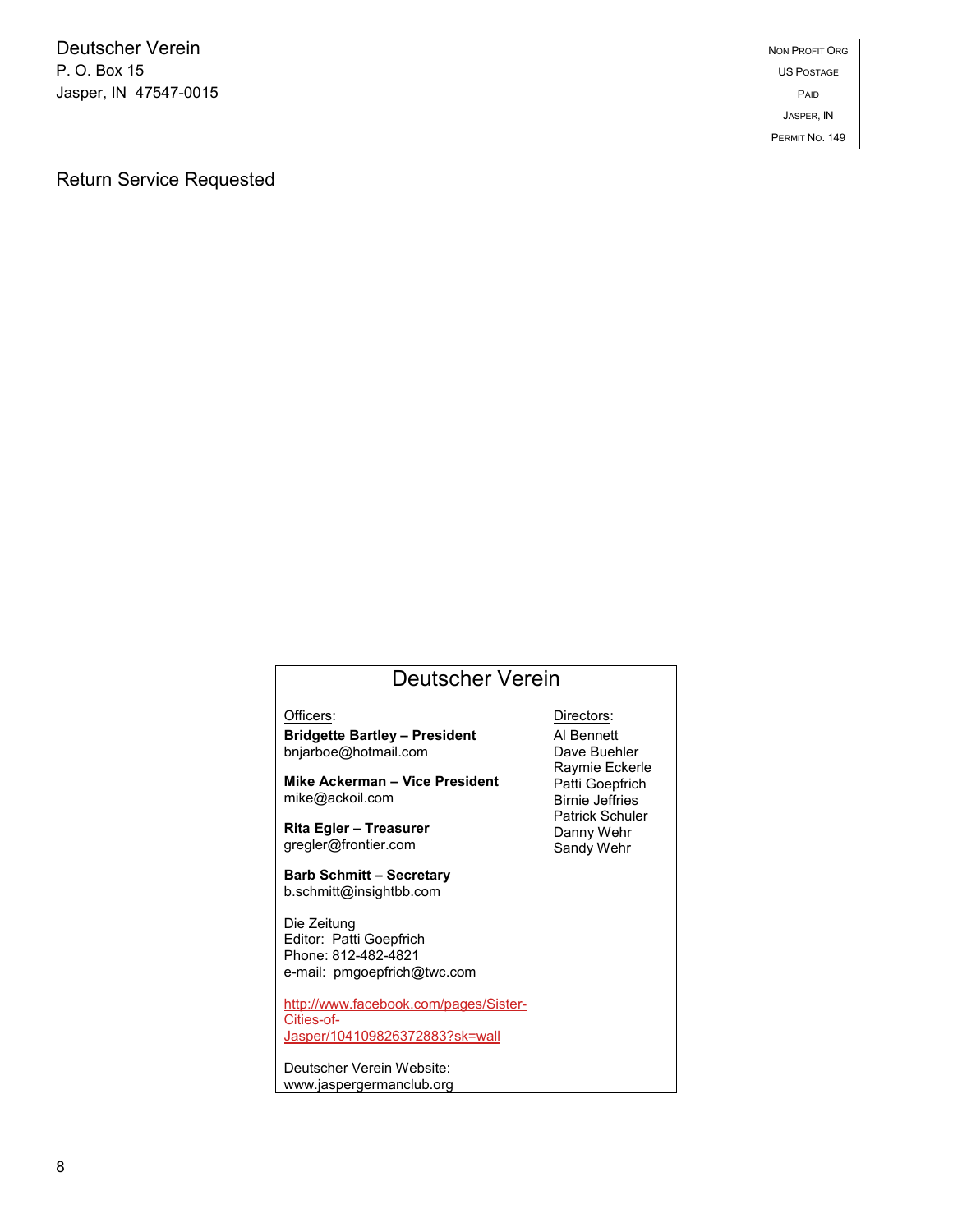Deutscher Verein
P. O. Box 15
Jasper, IN 47547-0015

NON PROFIT ORG
US POSTAGE
PAID
JASPER, IN
PERMIT NO. 149

Return Service Requested

## Deutscher Verein

Officers:

**Bridgette Bartley – President**
bnjarboe@hotmail.com

**Mike Ackerman – Vice President**
mike@ackoil.com

**Rita Egler – Treasurer**
gregler@frontier.com

**Barb Schmitt – Secretary**
b.schmitt@insightbb.com

Die Zeitung
Editor: Patti Goepfrich
Phone: 812-482-4821
e-mail: pmgoepfrich@twc.com

http://www.facebook.com/pages/Sister-Cities-of-Jasper/104109826372883?sk=wall

Deutscher Verein Website:
www.jaspergermanclub.org

Directors:

Al Bennett
Dave Buehler
Raymie Eckerle
Patti Goepfrich
Birnie Jeffries
Patrick Schuler
Danny Wehr
Sandy Wehr